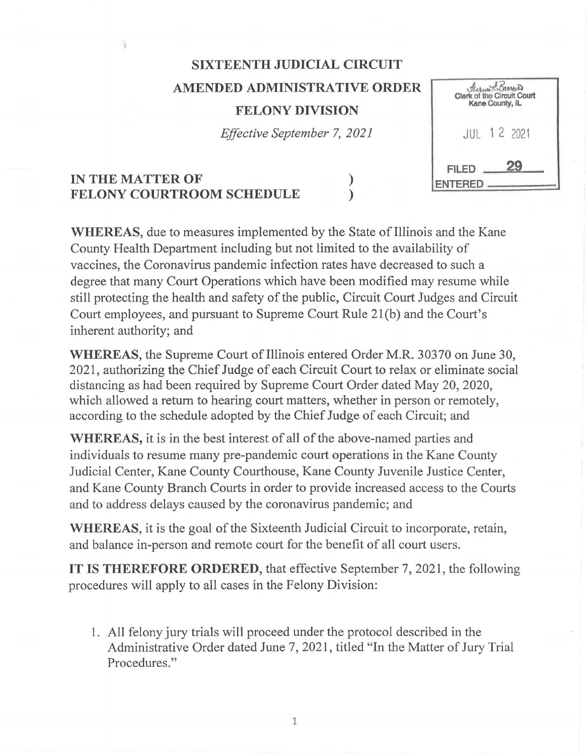**SIXTEENTH JUDICIAL CIRCUIT**

**AMENDED ADMINISTRATIVE ORDER**

**FELONY DIVISION**

*Effective September 7, 2021*

Clerk of the Circuit Court
Kane County, IL

JUL 12 2021

FILED 29
ENTERED

**IN THE MATTER OF )**
**FELONY COURTROOM SCHEDULE )**

**WHEREAS**, due to measures implemented by the State of Illinois and the Kane County Health Department including but not limited to the availability of vaccines, the Coronavirus pandemic infection rates have decreased to such a degree that many Court Operations which have been modified may resume while still protecting the health and safety of the public, Circuit Court Judges and Circuit Court employees, and pursuant to Supreme Court Rule 21(b) and the Court's inherent authority; and

**WHEREAS**, the Supreme Court of Illinois entered Order M.R. 30370 on June 30, 2021, authorizing the Chief Judge of each Circuit Court to relax or eliminate social distancing as had been required by Supreme Court Order dated May 20, 2020, which allowed a return to hearing court matters, whether in person or remotely, according to the schedule adopted by the Chief Judge of each Circuit; and

**WHEREAS,** it is in the best interest of all of the above-named parties and individuals to resume many pre-pandemic court operations in the Kane County Judicial Center, Kane County Courthouse, Kane County Juvenile Justice Center, and Kane County Branch Courts in order to provide increased access to the Courts and to address delays caused by the coronavirus pandemic; and

**WHEREAS,** it is the goal of the Sixteenth Judicial Circuit to incorporate, retain, and balance in-person and remote court for the benefit of all court users.

**IT IS THEREFORE ORDERED,** that effective September 7, 2021, the following procedures will apply to all cases in the Felony Division:

1. All felony jury trials will proceed under the protocol described in the Administrative Order dated June 7, 2021, titled "In the Matter of Jury Trial Procedures."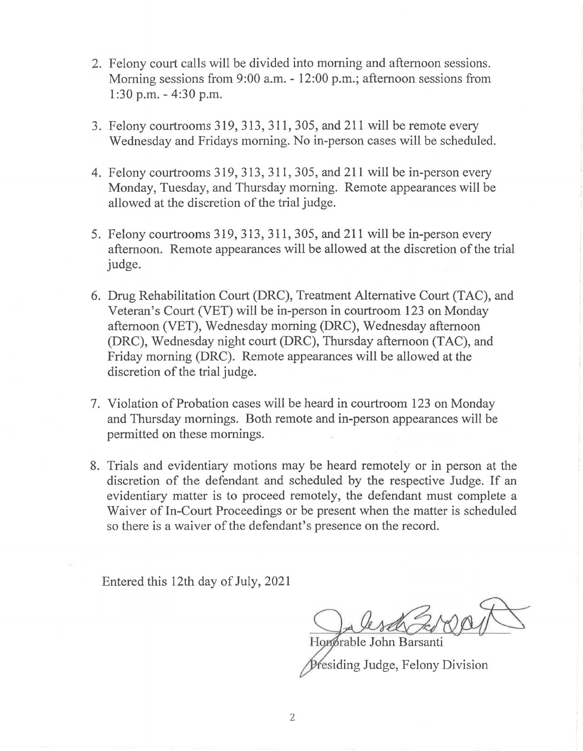2. Felony court calls will be divided into morning and afternoon sessions. Morning sessions from 9:00 a.m. - 12:00 p.m.; afternoon sessions from 1:30 p.m. - 4:30 p.m.

3. Felony courtrooms 319, 313, 311, 305, and 211 will be remote every Wednesday and Fridays morning. No in-person cases will be scheduled.

4. Felony courtrooms 319, 313, 311, 305, and 211 will be in-person every Monday, Tuesday, and Thursday morning. Remote appearances will be allowed at the discretion of the trial judge.

5. Felony courtrooms 319, 313, 311, 305, and 211 will be in-person every afternoon. Remote appearances will be allowed at the discretion of the trial judge.

6. Drug Rehabilitation Court (DRC), Treatment Alternative Court (TAC), and Veteran's Court (VET) will be in-person in courtroom 123 on Monday afternoon (VET), Wednesday morning (DRC), Wednesday afternoon (DRC), Wednesday night court (DRC), Thursday afternoon (TAC), and Friday morning (DRC). Remote appearances will be allowed at the discretion of the trial judge.

7. Violation of Probation cases will be heard in courtroom 123 on Monday and Thursday mornings. Both remote and in-person appearances will be permitted on these mornings.

8. Trials and evidentiary motions may be heard remotely or in person at the discretion of the defendant and scheduled by the respective Judge. If an evidentiary matter is to proceed remotely, the defendant must complete a Waiver of In-Court Proceedings or be present when the matter is scheduled so there is a waiver of the defendant's presence on the record.

Entered this 12th day of July, 2021

Honorable John Barsanti
Presiding Judge, Felony Division